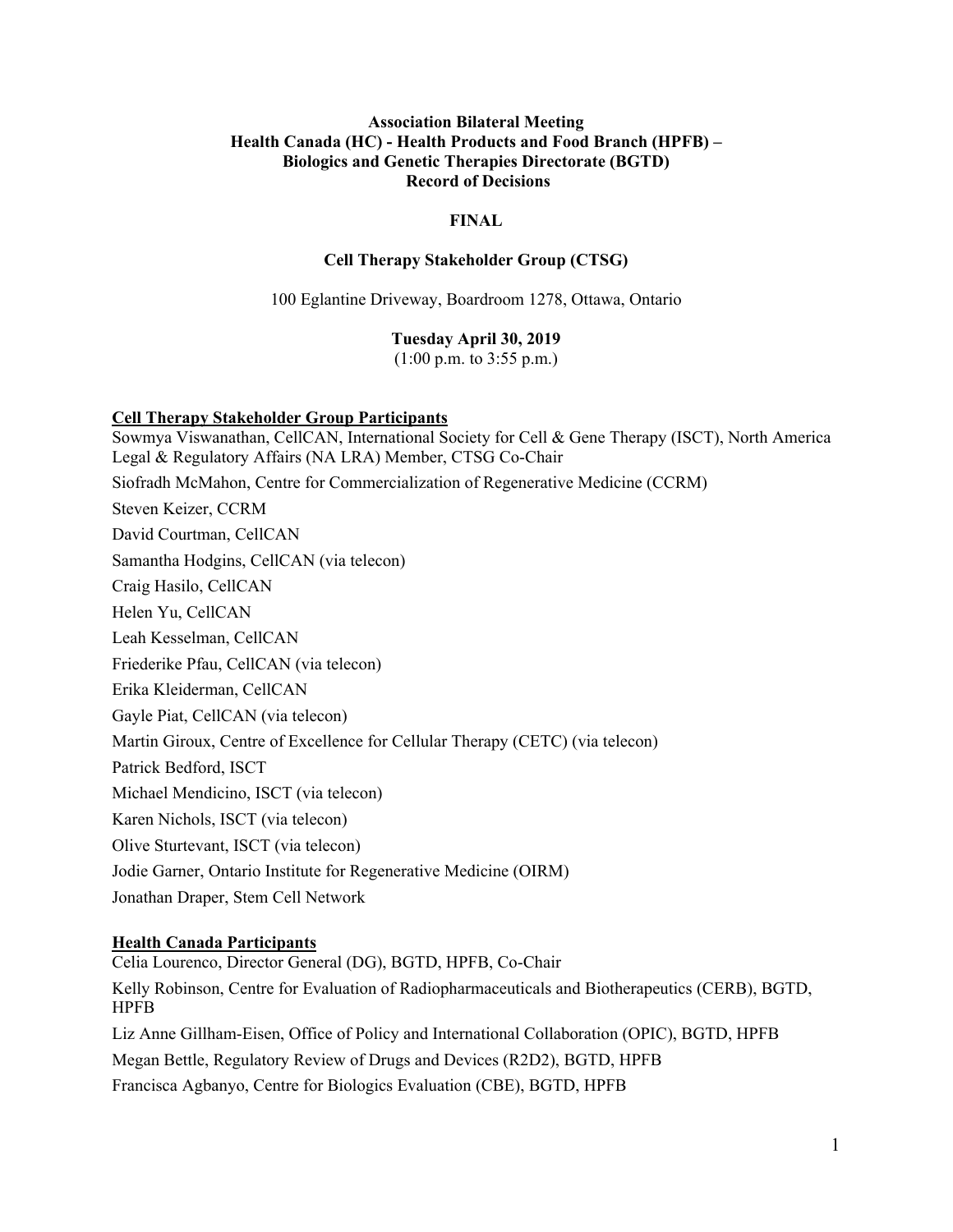**Association Bilateral Meeting**
**Health Canada (HC) - Health Products and Food Branch (HPFB) –**
**Biologics and Genetic Therapies Directorate (BGTD)**
**Record of Decisions**

**FINAL**

**Cell Therapy Stakeholder Group (CTSG)**

100 Eglantine Driveway, Boardroom 1278, Ottawa, Ontario

**Tuesday April 30, 2019**
(1:00 p.m. to 3:55 p.m.)

## Cell Therapy Stakeholder Group Participants

Sowmya Viswanathan, CellCAN, International Society for Cell & Gene Therapy (ISCT), North America Legal & Regulatory Affairs (NA LRA) Member, CTSG Co-Chair

Siofradh McMahon, Centre for Commercialization of Regenerative Medicine (CCRM)

Steven Keizer, CCRM

David Courtman, CellCAN

Samantha Hodgins, CellCAN (via telecon)

Craig Hasilo, CellCAN

Helen Yu, CellCAN

Leah Kesselman, CellCAN

Friederike Pfau, CellCAN (via telecon)

Erika Kleiderman, CellCAN

Gayle Piat, CellCAN (via telecon)

Martin Giroux, Centre of Excellence for Cellular Therapy (CETC) (via telecon)

Patrick Bedford, ISCT

Michael Mendicino, ISCT (via telecon)

Karen Nichols, ISCT (via telecon)

Olive Sturtevant, ISCT (via telecon)

Jodie Garner, Ontario Institute for Regenerative Medicine (OIRM)

Jonathan Draper, Stem Cell Network

## Health Canada Participants

Celia Lourenco, Director General (DG), BGTD, HPFB, Co-Chair

Kelly Robinson, Centre for Evaluation of Radiopharmaceuticals and Biotherapeutics (CERB), BGTD, HPFB

Liz Anne Gillham-Eisen, Office of Policy and International Collaboration (OPIC), BGTD, HPFB

Megan Bettle, Regulatory Review of Drugs and Devices (R2D2), BGTD, HPFB

Francisca Agbanyo, Centre for Biologics Evaluation (CBE), BGTD, HPFB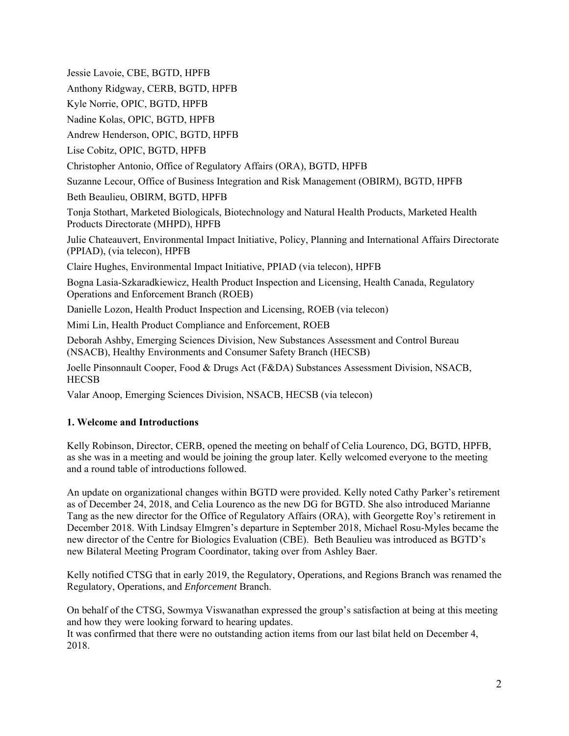Jessie Lavoie, CBE, BGTD, HPFB

Anthony Ridgway, CERB, BGTD, HPFB

Kyle Norrie, OPIC, BGTD, HPFB

Nadine Kolas, OPIC, BGTD, HPFB

Andrew Henderson, OPIC, BGTD, HPFB

Lise Cobitz, OPIC, BGTD, HPFB

Christopher Antonio, Office of Regulatory Affairs (ORA), BGTD, HPFB

Suzanne Lecour, Office of Business Integration and Risk Management (OBIRM), BGTD, HPFB

Beth Beaulieu, OBIRM, BGTD, HPFB

Tonja Stothart, Marketed Biologicals, Biotechnology and Natural Health Products, Marketed Health Products Directorate (MHPD), HPFB

Julie Chateauvert, Environmental Impact Initiative, Policy, Planning and International Affairs Directorate (PPIAD), (via telecon), HPFB

Claire Hughes, Environmental Impact Initiative, PPIAD (via telecon), HPFB

Bogna Lasia-Szkaradkiewicz, Health Product Inspection and Licensing, Health Canada, Regulatory Operations and Enforcement Branch (ROEB)

Danielle Lozon, Health Product Inspection and Licensing, ROEB (via telecon)

Mimi Lin, Health Product Compliance and Enforcement, ROEB

Deborah Ashby, Emerging Sciences Division, New Substances Assessment and Control Bureau (NSACB), Healthy Environments and Consumer Safety Branch (HECSB)

Joelle Pinsonnault Cooper, Food & Drugs Act (F&DA) Substances Assessment Division, NSACB, HECSB

Valar Anoop, Emerging Sciences Division, NSACB, HECSB (via telecon)

**1. Welcome and Introductions**

Kelly Robinson, Director, CERB, opened the meeting on behalf of Celia Lourenco, DG, BGTD, HPFB, as she was in a meeting and would be joining the group later. Kelly welcomed everyone to the meeting and a round table of introductions followed.

An update on organizational changes within BGTD were provided. Kelly noted Cathy Parker's retirement as of December 24, 2018, and Celia Lourenco as the new DG for BGTD. She also introduced Marianne Tang as the new director for the Office of Regulatory Affairs (ORA), with Georgette Roy's retirement in December 2018. With Lindsay Elmgren's departure in September 2018, Michael Rosu-Myles became the new director of the Centre for Biologics Evaluation (CBE). Beth Beaulieu was introduced as BGTD's new Bilateral Meeting Program Coordinator, taking over from Ashley Baer.

Kelly notified CTSG that in early 2019, the Regulatory, Operations, and Regions Branch was renamed the Regulatory, Operations, and *Enforcement* Branch.

On behalf of the CTSG, Sowmya Viswanathan expressed the group's satisfaction at being at this meeting and how they were looking forward to hearing updates.
It was confirmed that there were no outstanding action items from our last bilat held on December 4, 2018.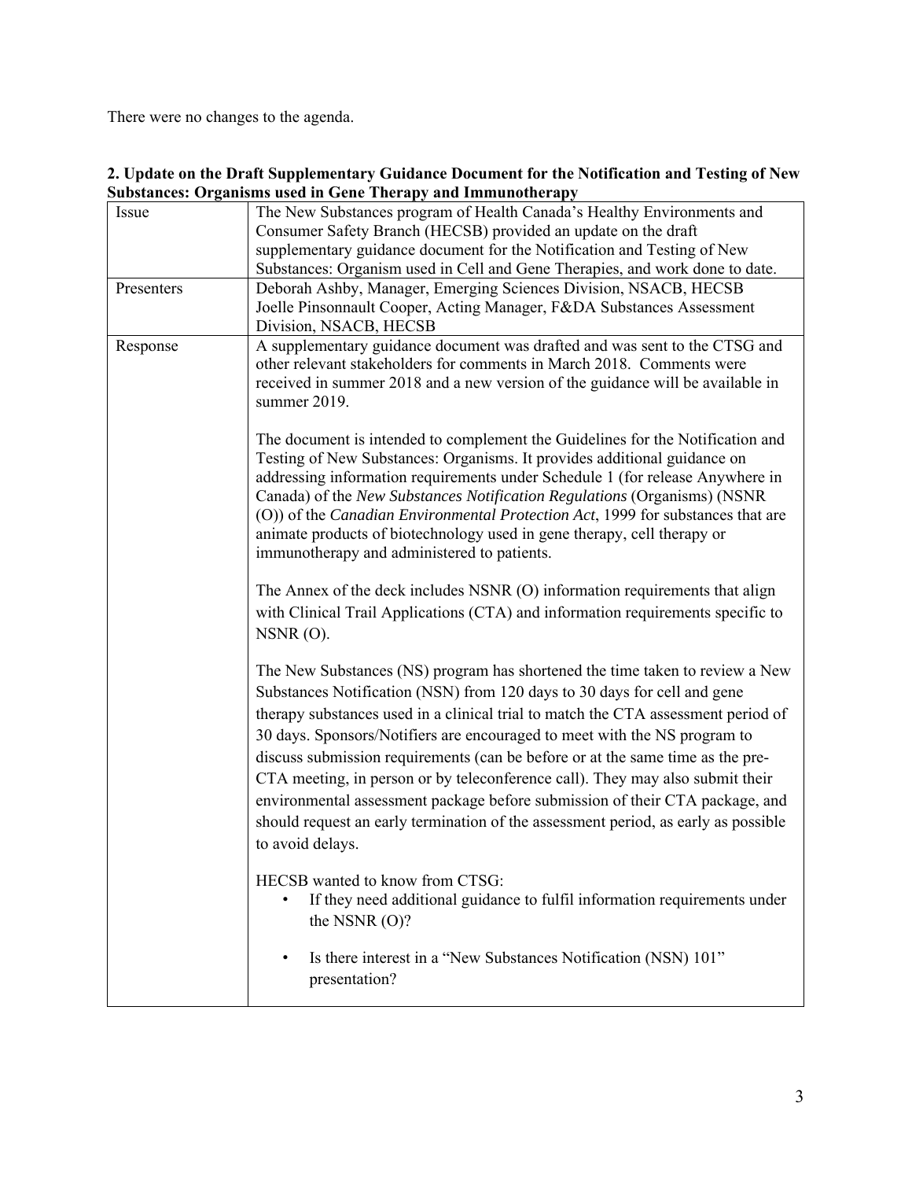There were no changes to the agenda.

**2. Update on the Draft Supplementary Guidance Document for the Notification and Testing of New Substances: Organisms used in Gene Therapy and Immunotherapy**

| | |
|---|---|
| Issue | The New Substances program of Health Canada's Healthy Environments and Consumer Safety Branch (HECSB) provided an update on the draft supplementary guidance document for the Notification and Testing of New Substances: Organism used in Cell and Gene Therapies, and work done to date. |
| Presenters | Deborah Ashby, Manager, Emerging Sciences Division, NSACB, HECSB<br>Joelle Pinsonnault Cooper, Acting Manager, F&DA Substances Assessment Division, NSACB, HECSB |
| Response | A supplementary guidance document was drafted and was sent to the CTSG and other relevant stakeholders for comments in March 2018. Comments were received in summer 2018 and a new version of the guidance will be available in summer 2019.<br><br>The document is intended to complement the Guidelines for the Notification and Testing of New Substances: Organisms. It provides additional guidance on addressing information requirements under Schedule 1 (for release Anywhere in Canada) of the *New Substances Notification Regulations* (Organisms) (NSNR (O)) of the *Canadian Environmental Protection Act*, 1999 for substances that are animate products of biotechnology used in gene therapy, cell therapy or immunotherapy and administered to patients.<br><br>The Annex of the deck includes NSNR (O) information requirements that align with Clinical Trail Applications (CTA) and information requirements specific to NSNR (O).<br><br>The New Substances (NS) program has shortened the time taken to review a New Substances Notification (NSN) from 120 days to 30 days for cell and gene therapy substances used in a clinical trial to match the CTA assessment period of 30 days. Sponsors/Notifiers are encouraged to meet with the NS program to discuss submission requirements (can be before or at the same time as the pre-CTA meeting, in person or by teleconference call). They may also submit their environmental assessment package before submission of their CTA package, and should request an early termination of the assessment period, as early as possible to avoid delays.<br><br>HECSB wanted to know from CTSG:<br>• If they need additional guidance to fulfil information requirements under the NSNR (O)?<br>• Is there interest in a "New Substances Notification (NSN) 101" presentation? |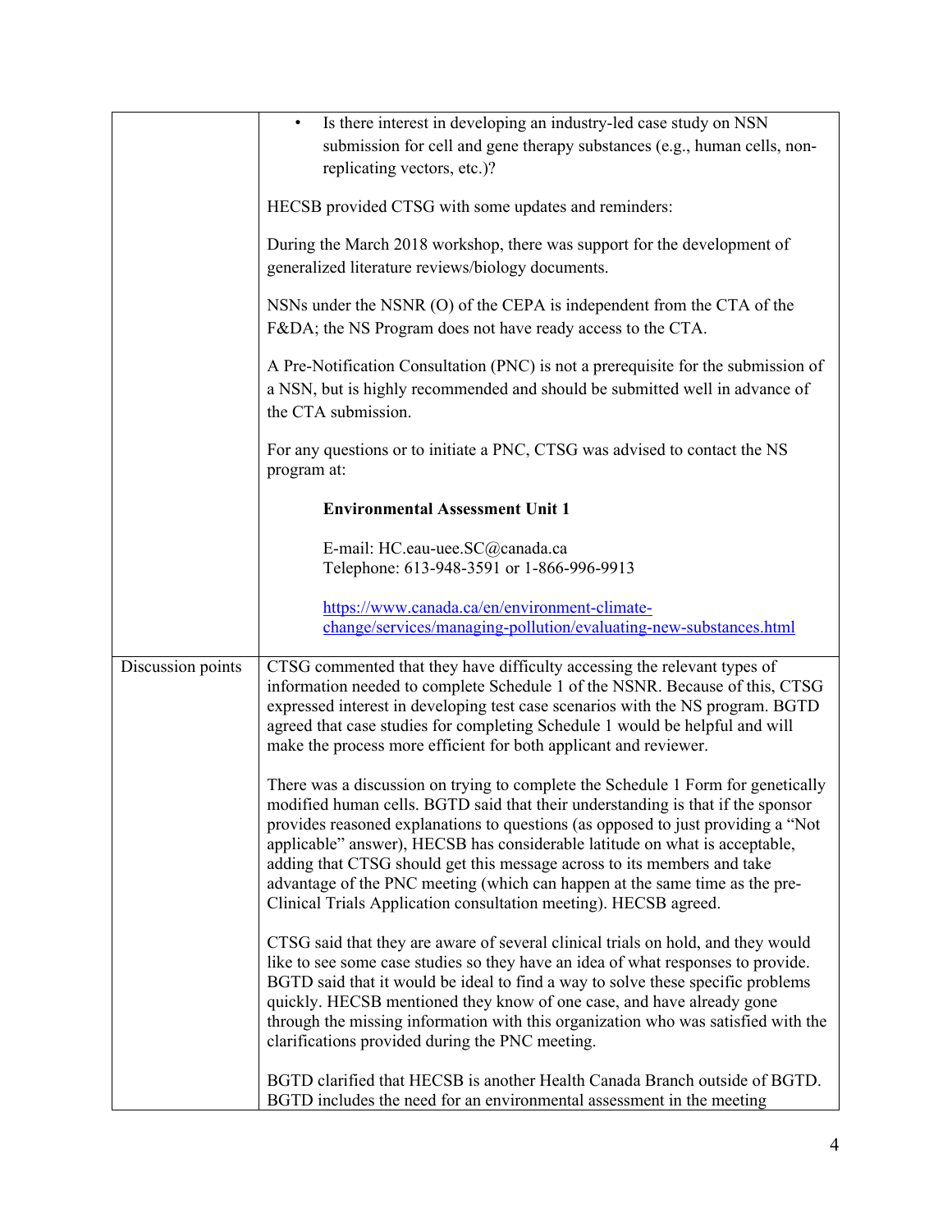| | |
|---|---|
| | • Is there interest in developing an industry-led case study on NSN submission for cell and gene therapy substances (e.g., human cells, non-replicating vectors, etc.)?<br><br>HECSB provided CTSG with some updates and reminders:<br><br>During the March 2018 workshop, there was support for the development of generalized literature reviews/biology documents.<br><br>NSNs under the NSNR (O) of the CEPA is independent from the CTA of the F&DA; the NS Program does not have ready access to the CTA.<br><br>A Pre-Notification Consultation (PNC) is not a prerequisite for the submission of a NSN, but is highly recommended and should be submitted well in advance of the CTA submission.<br><br>For any questions or to initiate a PNC, CTSG was advised to contact the NS program at:<br><br>**Environmental Assessment Unit 1**<br><br>E-mail: HC.eau-uee.SC@canada.ca<br>Telephone: 613-948-3591 or 1-866-996-9913<br><br>[https://www.canada.ca/en/environment-climate-change/services/managing-pollution/evaluating-new-substances.html](https://www.canada.ca/en/environment-climate-change/services/managing-pollution/evaluating-new-substances.html) |
| Discussion points | CTSG commented that they have difficulty accessing the relevant types of information needed to complete Schedule 1 of the NSNR. Because of this, CTSG expressed interest in developing test case scenarios with the NS program. BGTD agreed that case studies for completing Schedule 1 would be helpful and will make the process more efficient for both applicant and reviewer.<br><br>There was a discussion on trying to complete the Schedule 1 Form for genetically modified human cells. BGTD said that their understanding is that if the sponsor provides reasoned explanations to questions (as opposed to just providing a "Not applicable" answer), HECSB has considerable latitude on what is acceptable, adding that CTSG should get this message across to its members and take advantage of the PNC meeting (which can happen at the same time as the pre-Clinical Trials Application consultation meeting). HECSB agreed.<br><br>CTSG said that they are aware of several clinical trials on hold, and they would like to see some case studies so they have an idea of what responses to provide. BGTD said that it would be ideal to find a way to solve these specific problems quickly. HECSB mentioned they know of one case, and have already gone through the missing information with this organization who was satisfied with the clarifications provided during the PNC meeting.<br><br>BGTD clarified that HECSB is another Health Canada Branch outside of BGTD. BGTD includes the need for an environmental assessment in the meeting |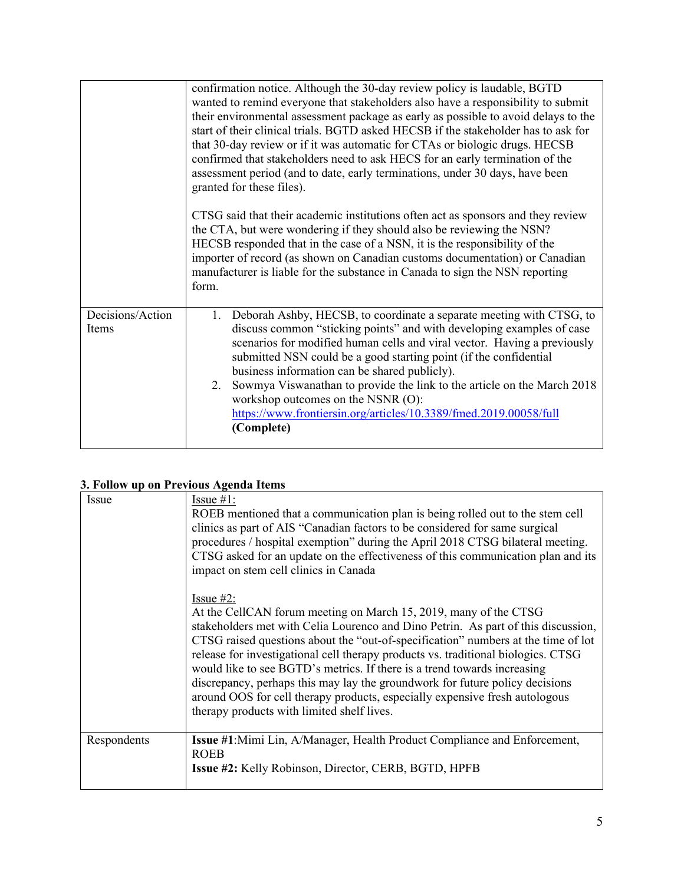| | |
|---|---|
| | confirmation notice. Although the 30-day review policy is laudable, BGTD wanted to remind everyone that stakeholders also have a responsibility to submit their environmental assessment package as early as possible to avoid delays to the start of their clinical trials. BGTD asked HECSB if the stakeholder has to ask for that 30-day review or if it was automatic for CTAs or biologic drugs. HECSB confirmed that stakeholders need to ask HECS for an early termination of the assessment period (and to date, early terminations, under 30 days, have been granted for these files).<br><br>CTSG said that their academic institutions often act as sponsors and they review the CTA, but were wondering if they should also be reviewing the NSN? HECSB responded that in the case of a NSN, it is the responsibility of the importer of record (as shown on Canadian customs documentation) or Canadian manufacturer is liable for the substance in Canada to sign the NSN reporting form. |
| Decisions/Action Items | 1. Deborah Ashby, HECSB, to coordinate a separate meeting with CTSG, to discuss common "sticking points" and with developing examples of case scenarios for modified human cells and viral vector. Having a previously submitted NSN could be a good starting point (if the confidential business information can be shared publicly).<br>2. Sowmya Viswanathan to provide the link to the article on the March 2018 workshop outcomes on the NSNR (O): https://www.frontiersin.org/articles/10.3389/fmed.2019.00058/full **(Complete)** |

### 3. Follow up on Previous Agenda Items

| | |
|---|---|
| Issue | Issue #1:<br>ROEB mentioned that a communication plan is being rolled out to the stem cell clinics as part of AIS "Canadian factors to be considered for same surgical procedures / hospital exemption" during the April 2018 CTSG bilateral meeting. CTSG asked for an update on the effectiveness of this communication plan and its impact on stem cell clinics in Canada<br><br>Issue #2:<br>At the CellCAN forum meeting on March 15, 2019, many of the CTSG stakeholders met with Celia Lourenco and Dino Petrin. As part of this discussion, CTSG raised questions about the "out-of-specification" numbers at the time of lot release for investigational cell therapy products vs. traditional biologics. CTSG would like to see BGTD's metrics. If there is a trend towards increasing discrepancy, perhaps this may lay the groundwork for future policy decisions around OOS for cell therapy products, especially expensive fresh autologous therapy products with limited shelf lives. |
| Respondents | **Issue #1**:Mimi Lin, A/Manager, Health Product Compliance and Enforcement, ROEB<br>**Issue #2:** Kelly Robinson, Director, CERB, BGTD, HPFB |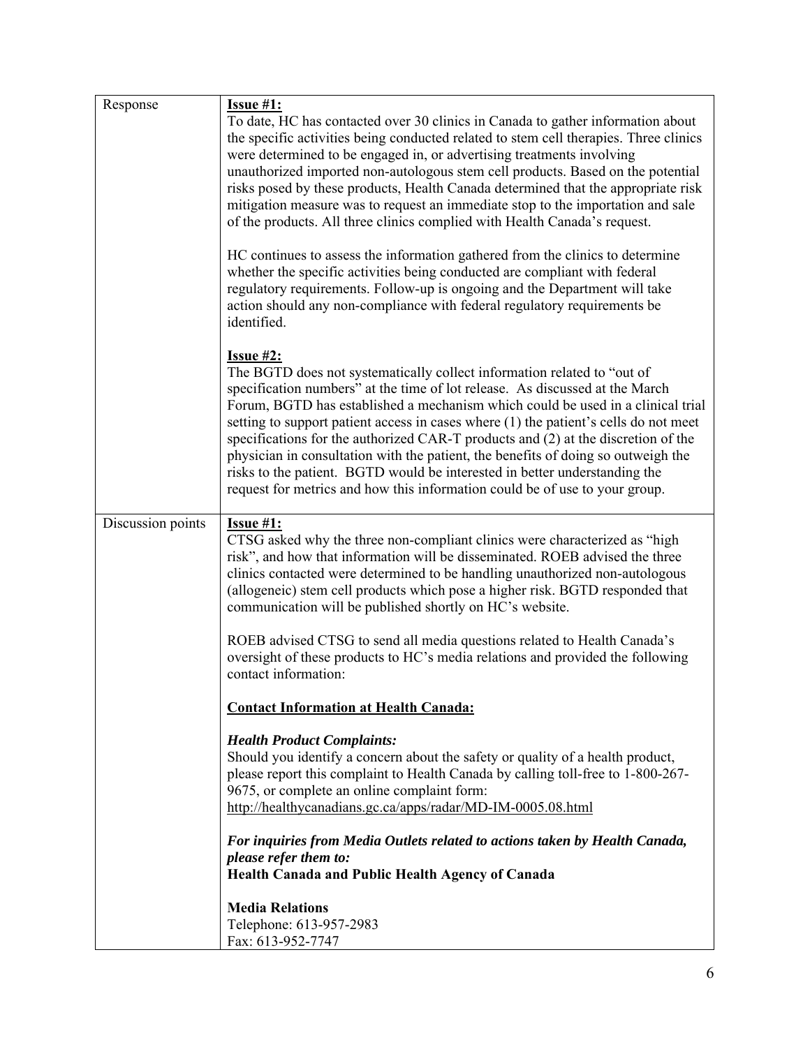| | |
|---|---|
| Response | **Issue #1:**<br>To date, HC has contacted over 30 clinics in Canada to gather information about the specific activities being conducted related to stem cell therapies. Three clinics were determined to be engaged in, or advertising treatments involving unauthorized imported non-autologous stem cell products. Based on the potential risks posed by these products, Health Canada determined that the appropriate risk mitigation measure was to request an immediate stop to the importation and sale of the products. All three clinics complied with Health Canada's request.<br><br>HC continues to assess the information gathered from the clinics to determine whether the specific activities being conducted are compliant with federal regulatory requirements. Follow-up is ongoing and the Department will take action should any non-compliance with federal regulatory requirements be identified.<br><br>**Issue #2:**<br>The BGTD does not systematically collect information related to "out of specification numbers" at the time of lot release. As discussed at the March Forum, BGTD has established a mechanism which could be used in a clinical trial setting to support patient access in cases where (1) the patient's cells do not meet specifications for the authorized CAR-T products and (2) at the discretion of the physician in consultation with the patient, the benefits of doing so outweigh the risks to the patient. BGTD would be interested in better understanding the request for metrics and how this information could be of use to your group. |
| Discussion points | **Issue #1:**<br>CTSG asked why the three non-compliant clinics were characterized as "high risk", and how that information will be disseminated. ROEB advised the three clinics contacted were determined to be handling unauthorized non-autologous (allogeneic) stem cell products which pose a higher risk. BGTD responded that communication will be published shortly on HC's website.<br><br>ROEB advised CTSG to send all media questions related to Health Canada's oversight of these products to HC's media relations and provided the following contact information:<br><br>**Contact Information at Health Canada:**<br><br>***Health Product Complaints:***<br>Should you identify a concern about the safety or quality of a health product, please report this complaint to Health Canada by calling toll-free to 1-800-267-9675, or complete an online complaint form:<br>http://healthycanadians.gc.ca/apps/radar/MD-IM-0005.08.html<br><br>***For inquiries from Media Outlets related to actions taken by Health Canada, please refer them to:***<br>**Health Canada and Public Health Agency of Canada**<br><br>**Media Relations**<br>Telephone: 613-957-2983<br>Fax: 613-952-7747 |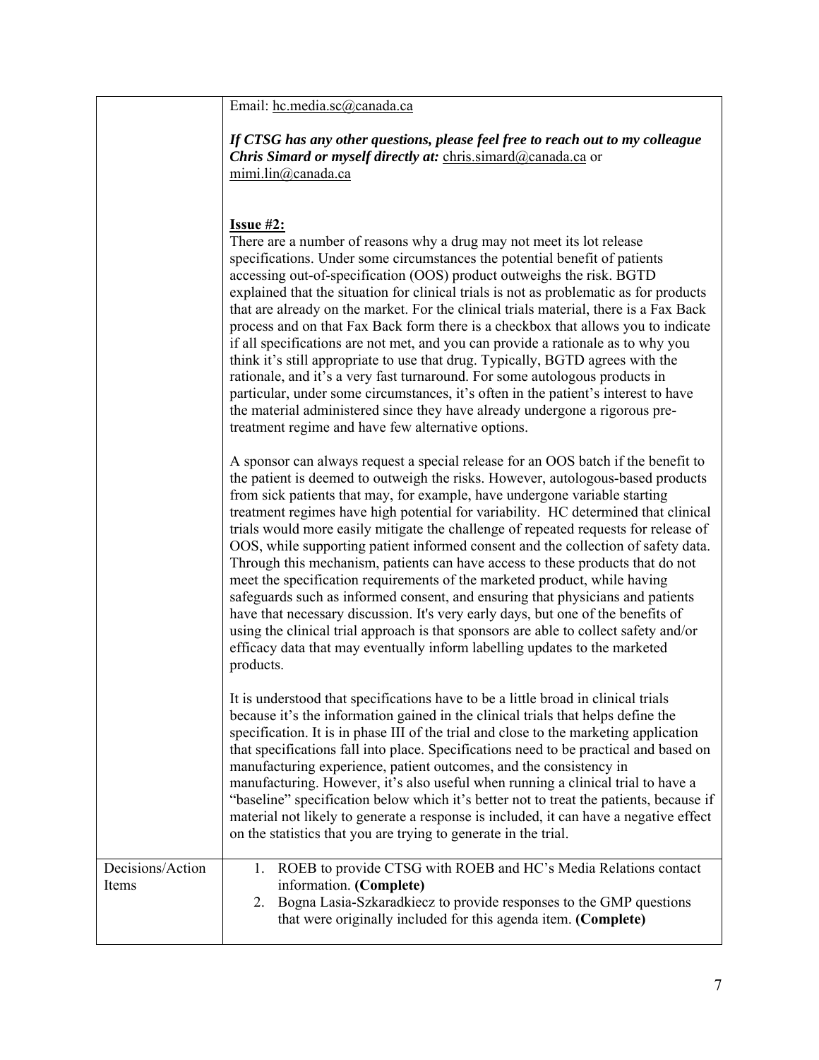| | |
|---|---|
| | Email: hc.media.sc@canada.ca<br><br>***If CTSG has any other questions, please feel free to reach out to my colleague Chris Simard or myself directly at:*** chris.simard@canada.ca or mimi.lin@canada.ca<br><br>**<u>Issue #2:</u>**<br>There are a number of reasons why a drug may not meet its lot release specifications. Under some circumstances the potential benefit of patients accessing out-of-specification (OOS) product outweighs the risk. BGTD explained that the situation for clinical trials is not as problematic as for products that are already on the market. For the clinical trials material, there is a Fax Back process and on that Fax Back form there is a checkbox that allows you to indicate if all specifications are not met, and you can provide a rationale as to why you think it's still appropriate to use that drug. Typically, BGTD agrees with the rationale, and it's a very fast turnaround. For some autologous products in particular, under some circumstances, it's often in the patient's interest to have the material administered since they have already undergone a rigorous pre-treatment regime and have few alternative options.<br><br>A sponsor can always request a special release for an OOS batch if the benefit to the patient is deemed to outweigh the risks. However, autologous-based products from sick patients that may, for example, have undergone variable starting treatment regimes have high potential for variability. HC determined that clinical trials would more easily mitigate the challenge of repeated requests for release of OOS, while supporting patient informed consent and the collection of safety data. Through this mechanism, patients can have access to these products that do not meet the specification requirements of the marketed product, while having safeguards such as informed consent, and ensuring that physicians and patients have that necessary discussion. It's very early days, but one of the benefits of using the clinical trial approach is that sponsors are able to collect safety and/or efficacy data that may eventually inform labelling updates to the marketed products.<br><br>It is understood that specifications have to be a little broad in clinical trials because it's the information gained in the clinical trials that helps define the specification. It is in phase III of the trial and close to the marketing application that specifications fall into place. Specifications need to be practical and based on manufacturing experience, patient outcomes, and the consistency in manufacturing. However, it's also useful when running a clinical trial to have a "baseline" specification below which it's better not to treat the patients, because if material not likely to generate a response is included, it can have a negative effect on the statistics that you are trying to generate in the trial. |
| Decisions/Action Items | 1. ROEB to provide CTSG with ROEB and HC's Media Relations contact information. **(Complete)**<br>2. Bogna Lasia-Szkaradkiecz to provide responses to the GMP questions that were originally included for this agenda item. **(Complete)** |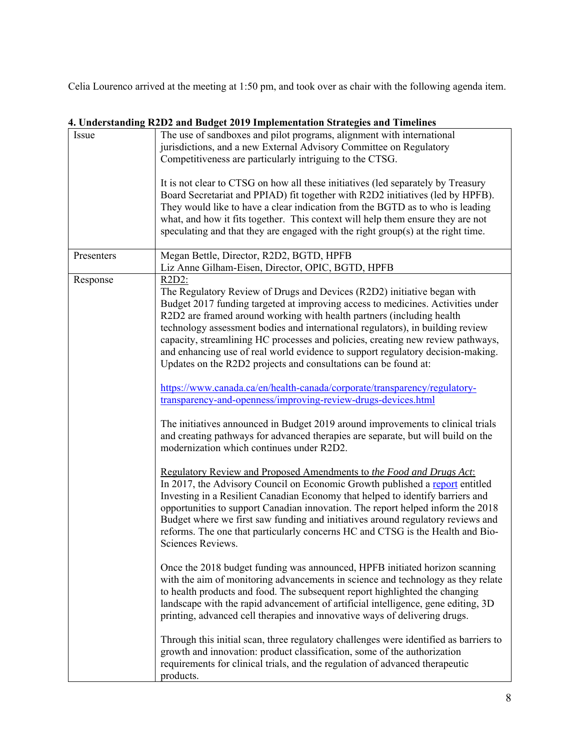Celia Lourenco arrived at the meeting at 1:50 pm, and took over as chair with the following agenda item.

**4. Understanding R2D2 and Budget 2019 Implementation Strategies and Timelines**

| | |
|---|---|
| Issue | The use of sandboxes and pilot programs, alignment with international jurisdictions, and a new External Advisory Committee on Regulatory Competitiveness are particularly intriguing to the CTSG.<br><br>It is not clear to CTSG on how all these initiatives (led separately by Treasury Board Secretariat and PPIAD) fit together with R2D2 initiatives (led by HPFB). They would like to have a clear indication from the BGTD as to who is leading what, and how it fits together. This context will help them ensure they are not speculating and that they are engaged with the right group(s) at the right time. |
| Presenters | Megan Bettle, Director, R2D2, BGTD, HPFB<br>Liz Anne Gilham-Eisen, Director, OPIC, BGTD, HPFB |
| Response | R2D2:<br>The Regulatory Review of Drugs and Devices (R2D2) initiative began with Budget 2017 funding targeted at improving access to medicines. Activities under R2D2 are framed around working with health partners (including health technology assessment bodies and international regulators), in building review capacity, streamlining HC processes and policies, creating new review pathways, and enhancing use of real world evidence to support regulatory decision-making. Updates on the R2D2 projects and consultations can be found at:<br><br>https://www.canada.ca/en/health-canada/corporate/transparency/regulatory-transparency-and-openness/improving-review-drugs-devices.html<br><br>The initiatives announced in Budget 2019 around improvements to clinical trials and creating pathways for advanced therapies are separate, but will build on the modernization which continues under R2D2.<br><br>Regulatory Review and Proposed Amendments to *the Food and Drugs Act*:<br>In 2017, the Advisory Council on Economic Growth published a report entitled Investing in a Resilient Canadian Economy that helped to identify barriers and opportunities to support Canadian innovation. The report helped inform the 2018 Budget where we first saw funding and initiatives around regulatory reviews and reforms. The one that particularly concerns HC and CTSG is the Health and Bio-Sciences Reviews.<br><br>Once the 2018 budget funding was announced, HPFB initiated horizon scanning with the aim of monitoring advancements in science and technology as they relate to health products and food. The subsequent report highlighted the changing landscape with the rapid advancement of artificial intelligence, gene editing, 3D printing, advanced cell therapies and innovative ways of delivering drugs.<br><br>Through this initial scan, three regulatory challenges were identified as barriers to growth and innovation: product classification, some of the authorization requirements for clinical trials, and the regulation of advanced therapeutic products. |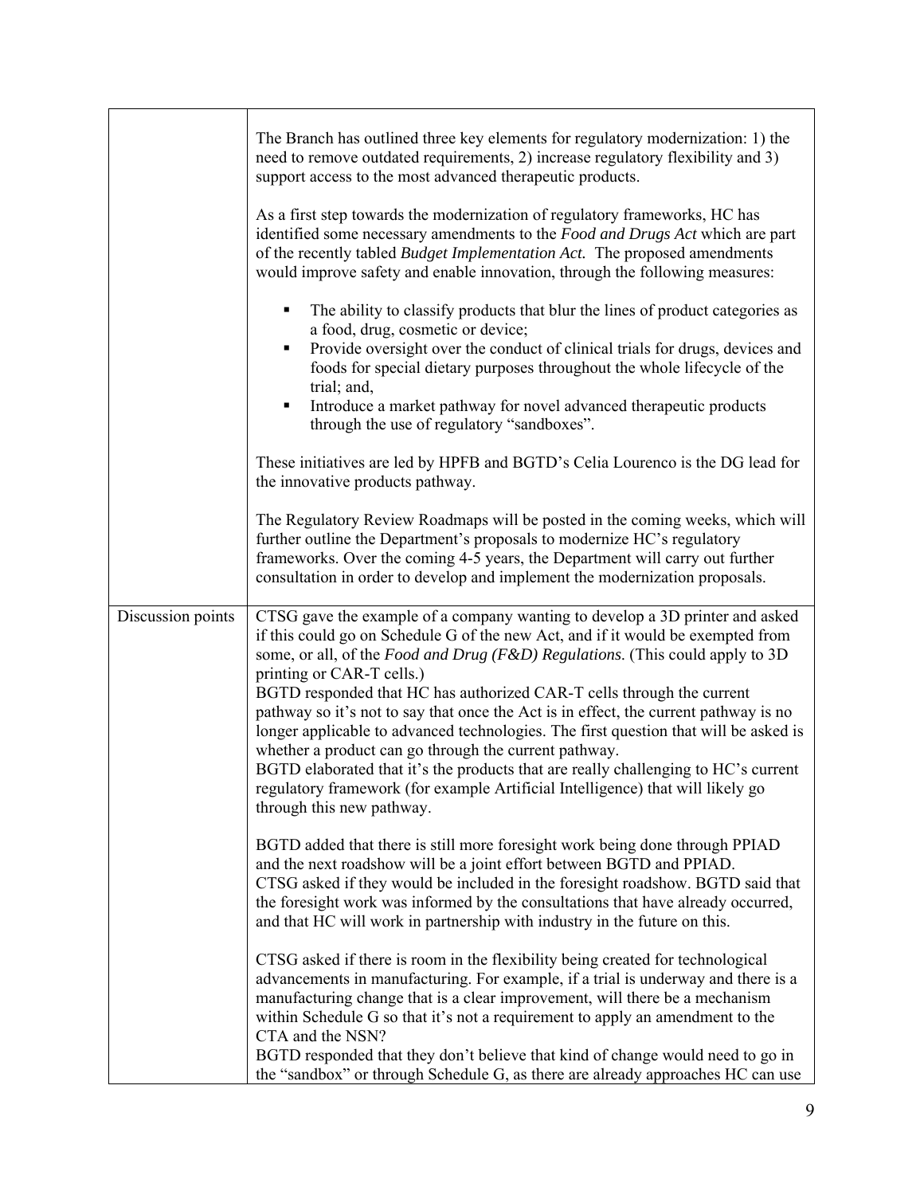| | |
|---|---|
| | The Branch has outlined three key elements for regulatory modernization: 1) the need to remove outdated requirements, 2) increase regulatory flexibility and 3) support access to the most advanced therapeutic products.<br><br>As a first step towards the modernization of regulatory frameworks, HC has identified some necessary amendments to the *Food and Drugs Act* which are part of the recently tabled *Budget Implementation Act.* The proposed amendments would improve safety and enable innovation, through the following measures:<br><br>▪ The ability to classify products that blur the lines of product categories as a food, drug, cosmetic or device;<br>▪ Provide oversight over the conduct of clinical trials for drugs, devices and foods for special dietary purposes throughout the whole lifecycle of the trial; and,<br>▪ Introduce a market pathway for novel advanced therapeutic products through the use of regulatory "sandboxes".<br><br>These initiatives are led by HPFB and BGTD's Celia Lourenco is the DG lead for the innovative products pathway.<br><br>The Regulatory Review Roadmaps will be posted in the coming weeks, which will further outline the Department's proposals to modernize HC's regulatory frameworks. Over the coming 4-5 years, the Department will carry out further consultation in order to develop and implement the modernization proposals. |
| Discussion points | CTSG gave the example of a company wanting to develop a 3D printer and asked if this could go on Schedule G of the new Act, and if it would be exempted from some, or all, of the *Food and Drug (F&D) Regulations.* (This could apply to 3D printing or CAR-T cells.)<br>BGTD responded that HC has authorized CAR-T cells through the current pathway so it's not to say that once the Act is in effect, the current pathway is no longer applicable to advanced technologies. The first question that will be asked is whether a product can go through the current pathway.<br>BGTD elaborated that it's the products that are really challenging to HC's current regulatory framework (for example Artificial Intelligence) that will likely go through this new pathway.<br><br>BGTD added that there is still more foresight work being done through PPIAD and the next roadshow will be a joint effort between BGTD and PPIAD.<br>CTSG asked if they would be included in the foresight roadshow. BGTD said that the foresight work was informed by the consultations that have already occurred, and that HC will work in partnership with industry in the future on this.<br><br>CTSG asked if there is room in the flexibility being created for technological advancements in manufacturing. For example, if a trial is underway and there is a manufacturing change that is a clear improvement, will there be a mechanism within Schedule G so that it's not a requirement to apply an amendment to the CTA and the NSN?<br>BGTD responded that they don't believe that kind of change would need to go in the "sandbox" or through Schedule G, as there are already approaches HC can use |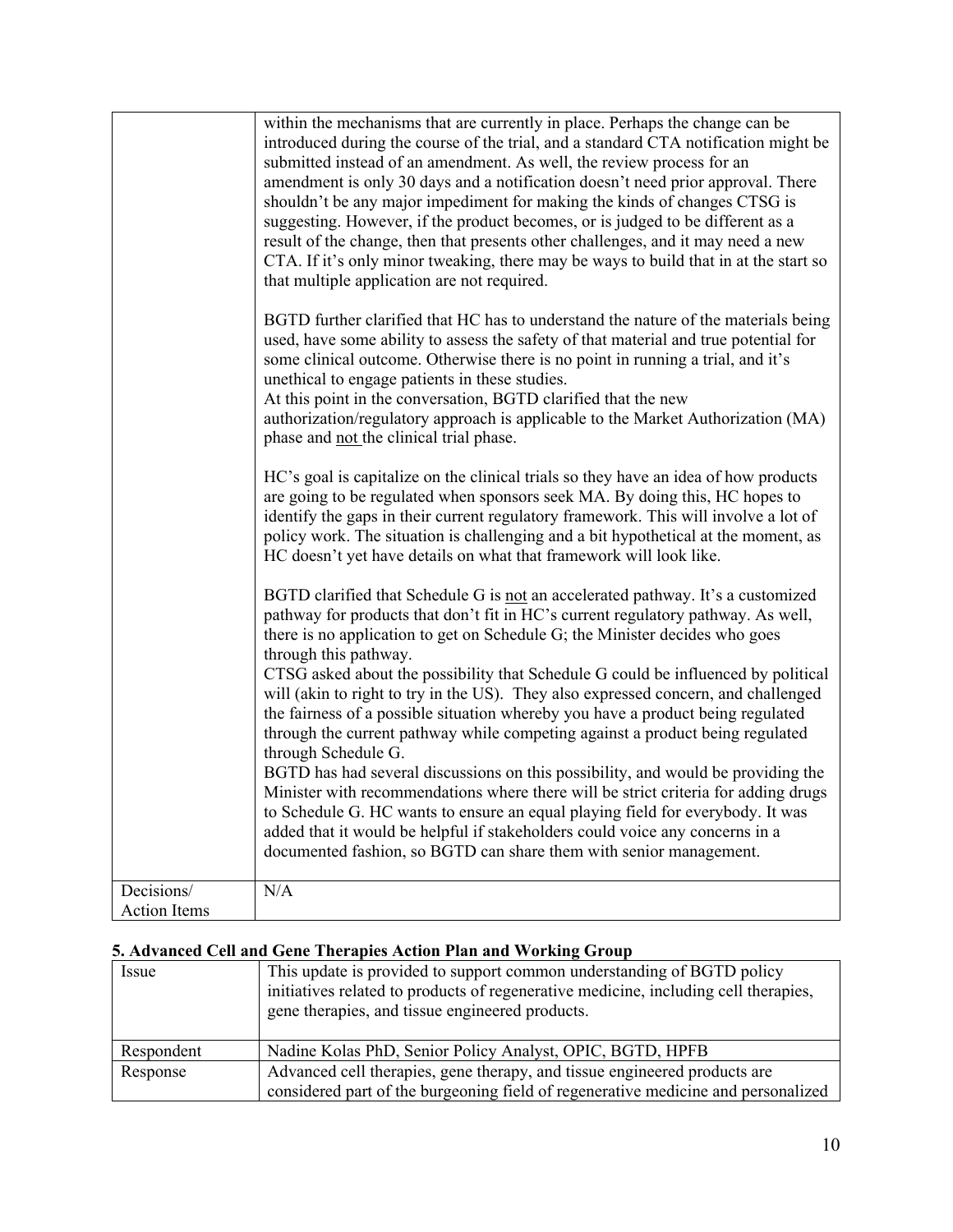| | |
|---|---|
| | within the mechanisms that are currently in place. Perhaps the change can be introduced during the course of the trial, and a standard CTA notification might be submitted instead of an amendment. As well, the review process for an amendment is only 30 days and a notification doesn't need prior approval. There shouldn't be any major impediment for making the kinds of changes CTSG is suggesting. However, if the product becomes, or is judged to be different as a result of the change, then that presents other challenges, and it may need a new CTA. If it's only minor tweaking, there may be ways to build that in at the start so that multiple application are not required.<br><br>BGTD further clarified that HC has to understand the nature of the materials being used, have some ability to assess the safety of that material and true potential for some clinical outcome. Otherwise there is no point in running a trial, and it's unethical to engage patients in these studies.<br>At this point in the conversation, BGTD clarified that the new authorization/regulatory approach is applicable to the Market Authorization (MA) phase and not the clinical trial phase.<br><br>HC's goal is capitalize on the clinical trials so they have an idea of how products are going to be regulated when sponsors seek MA. By doing this, HC hopes to identify the gaps in their current regulatory framework. This will involve a lot of policy work. The situation is challenging and a bit hypothetical at the moment, as HC doesn't yet have details on what that framework will look like.<br><br>BGTD clarified that Schedule G is not an accelerated pathway. It's a customized pathway for products that don't fit in HC's current regulatory pathway. As well, there is no application to get on Schedule G; the Minister decides who goes through this pathway.<br>CTSG asked about the possibility that Schedule G could be influenced by political will (akin to right to try in the US). They also expressed concern, and challenged the fairness of a possible situation whereby you have a product being regulated through the current pathway while competing against a product being regulated through Schedule G.<br>BGTD has had several discussions on this possibility, and would be providing the Minister with recommendations where there will be strict criteria for adding drugs to Schedule G. HC wants to ensure an equal playing field for everybody. It was added that it would be helpful if stakeholders could voice any concerns in a documented fashion, so BGTD can share them with senior management. |
| Decisions/ Action Items | N/A |

## 5. Advanced Cell and Gene Therapies Action Plan and Working Group

| | |
|---|---|
| Issue | This update is provided to support common understanding of BGTD policy initiatives related to products of regenerative medicine, including cell therapies, gene therapies, and tissue engineered products. |
| Respondent | Nadine Kolas PhD, Senior Policy Analyst, OPIC, BGTD, HPFB |
| Response | Advanced cell therapies, gene therapy, and tissue engineered products are considered part of the burgeoning field of regenerative medicine and personalized |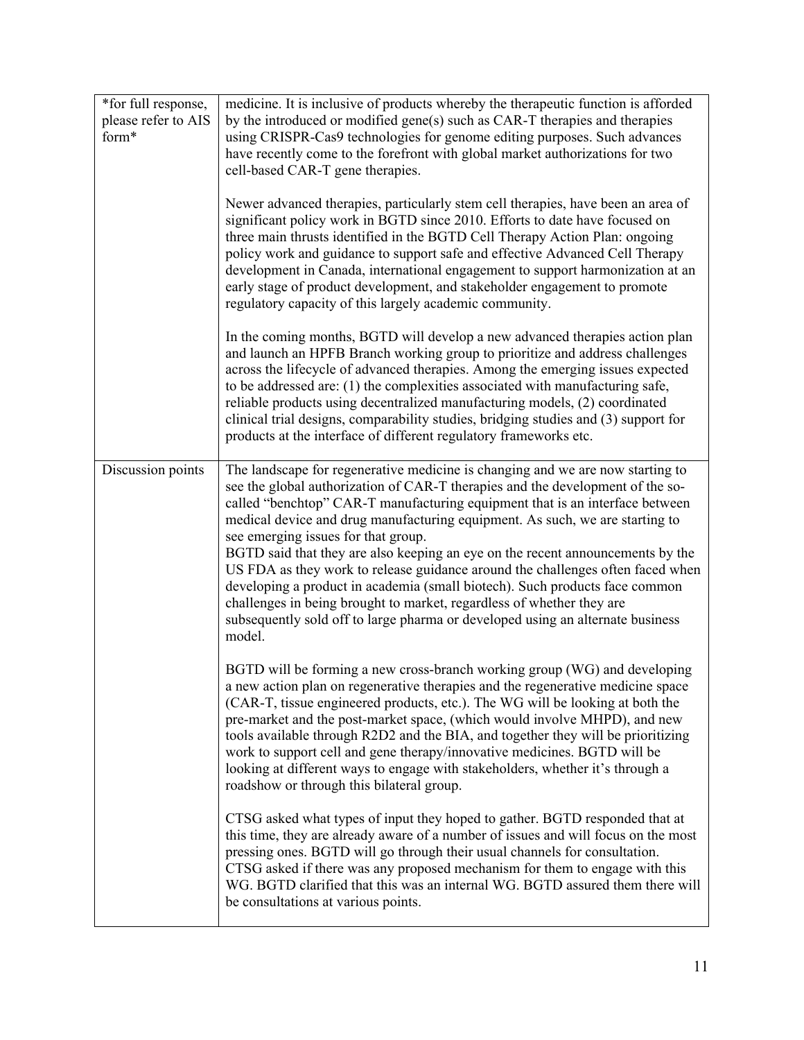| | |
|---|---|
| *for full response, please refer to AIS form* | medicine. It is inclusive of products whereby the therapeutic function is afforded by the introduced or modified gene(s) such as CAR-T therapies and therapies using CRISPR-Cas9 technologies for genome editing purposes. Such advances have recently come to the forefront with global market authorizations for two cell-based CAR-T gene therapies.<br><br>Newer advanced therapies, particularly stem cell therapies, have been an area of significant policy work in BGTD since 2010. Efforts to date have focused on three main thrusts identified in the BGTD Cell Therapy Action Plan: ongoing policy work and guidance to support safe and effective Advanced Cell Therapy development in Canada, international engagement to support harmonization at an early stage of product development, and stakeholder engagement to promote regulatory capacity of this largely academic community.<br><br>In the coming months, BGTD will develop a new advanced therapies action plan and launch an HPFB Branch working group to prioritize and address challenges across the lifecycle of advanced therapies. Among the emerging issues expected to be addressed are: (1) the complexities associated with manufacturing safe, reliable products using decentralized manufacturing models, (2) coordinated clinical trial designs, comparability studies, bridging studies and (3) support for products at the interface of different regulatory frameworks etc. |
| Discussion points | The landscape for regenerative medicine is changing and we are now starting to see the global authorization of CAR-T therapies and the development of the so-called "benchtop" CAR-T manufacturing equipment that is an interface between medical device and drug manufacturing equipment. As such, we are starting to see emerging issues for that group.<br>BGTD said that they are also keeping an eye on the recent announcements by the US FDA as they work to release guidance around the challenges often faced when developing a product in academia (small biotech). Such products face common challenges in being brought to market, regardless of whether they are subsequently sold off to large pharma or developed using an alternate business model.<br><br>BGTD will be forming a new cross-branch working group (WG) and developing a new action plan on regenerative therapies and the regenerative medicine space (CAR-T, tissue engineered products, etc.). The WG will be looking at both the pre-market and the post-market space, (which would involve MHPD), and new tools available through R2D2 and the BIA, and together they will be prioritizing work to support cell and gene therapy/innovative medicines. BGTD will be looking at different ways to engage with stakeholders, whether it's through a roadshow or through this bilateral group.<br><br>CTSG asked what types of input they hoped to gather. BGTD responded that at this time, they are already aware of a number of issues and will focus on the most pressing ones. BGTD will go through their usual channels for consultation. CTSG asked if there was any proposed mechanism for them to engage with this WG. BGTD clarified that this was an internal WG. BGTD assured them there will be consultations at various points. |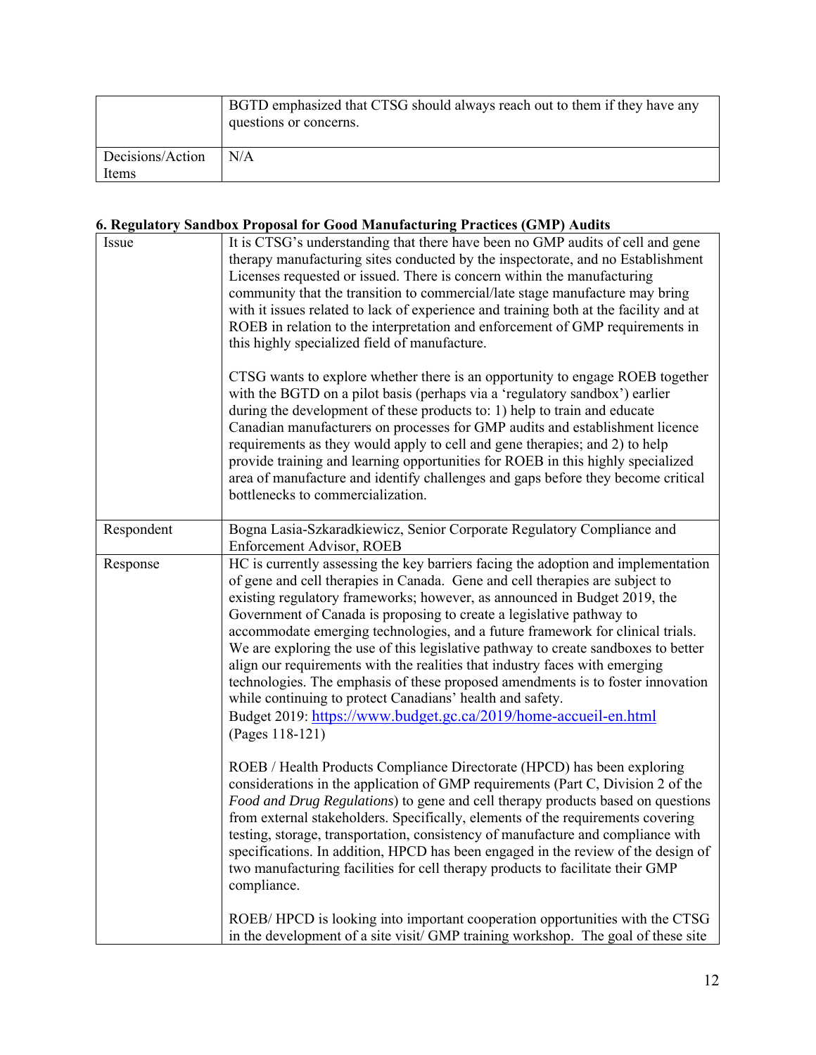| | |
|---|---|
| | BGTD emphasized that CTSG should always reach out to them if they have any questions or concerns. |
| Decisions/Action Items | N/A |

**6. Regulatory Sandbox Proposal for Good Manufacturing Practices (GMP) Audits**

| | |
|---|---|
| Issue | It is CTSG's understanding that there have been no GMP audits of cell and gene therapy manufacturing sites conducted by the inspectorate, and no Establishment Licenses requested or issued. There is concern within the manufacturing community that the transition to commercial/late stage manufacture may bring with it issues related to lack of experience and training both at the facility and at ROEB in relation to the interpretation and enforcement of GMP requirements in this highly specialized field of manufacture.<br><br>CTSG wants to explore whether there is an opportunity to engage ROEB together with the BGTD on a pilot basis (perhaps via a 'regulatory sandbox') earlier during the development of these products to: 1) help to train and educate Canadian manufacturers on processes for GMP audits and establishment licence requirements as they would apply to cell and gene therapies; and 2) to help provide training and learning opportunities for ROEB in this highly specialized area of manufacture and identify challenges and gaps before they become critical bottlenecks to commercialization. |
| Respondent | Bogna Lasia-Szkaradkiewicz, Senior Corporate Regulatory Compliance and Enforcement Advisor, ROEB |
| Response | HC is currently assessing the key barriers facing the adoption and implementation of gene and cell therapies in Canada. Gene and cell therapies are subject to existing regulatory frameworks; however, as announced in Budget 2019, the Government of Canada is proposing to create a legislative pathway to accommodate emerging technologies, and a future framework for clinical trials. We are exploring the use of this legislative pathway to create sandboxes to better align our requirements with the realities that industry faces with emerging technologies. The emphasis of these proposed amendments is to foster innovation while continuing to protect Canadians' health and safety.<br>Budget 2019: https://www.budget.gc.ca/2019/home-accueil-en.html<br>(Pages 118-121)<br><br>ROEB / Health Products Compliance Directorate (HPCD) has been exploring considerations in the application of GMP requirements (Part C, Division 2 of the *Food and Drug Regulations*) to gene and cell therapy products based on questions from external stakeholders. Specifically, elements of the requirements covering testing, storage, transportation, consistency of manufacture and compliance with specifications. In addition, HPCD has been engaged in the review of the design of two manufacturing facilities for cell therapy products to facilitate their GMP compliance.<br><br>ROEB/ HPCD is looking into important cooperation opportunities with the CTSG in the development of a site visit/ GMP training workshop. The goal of these site |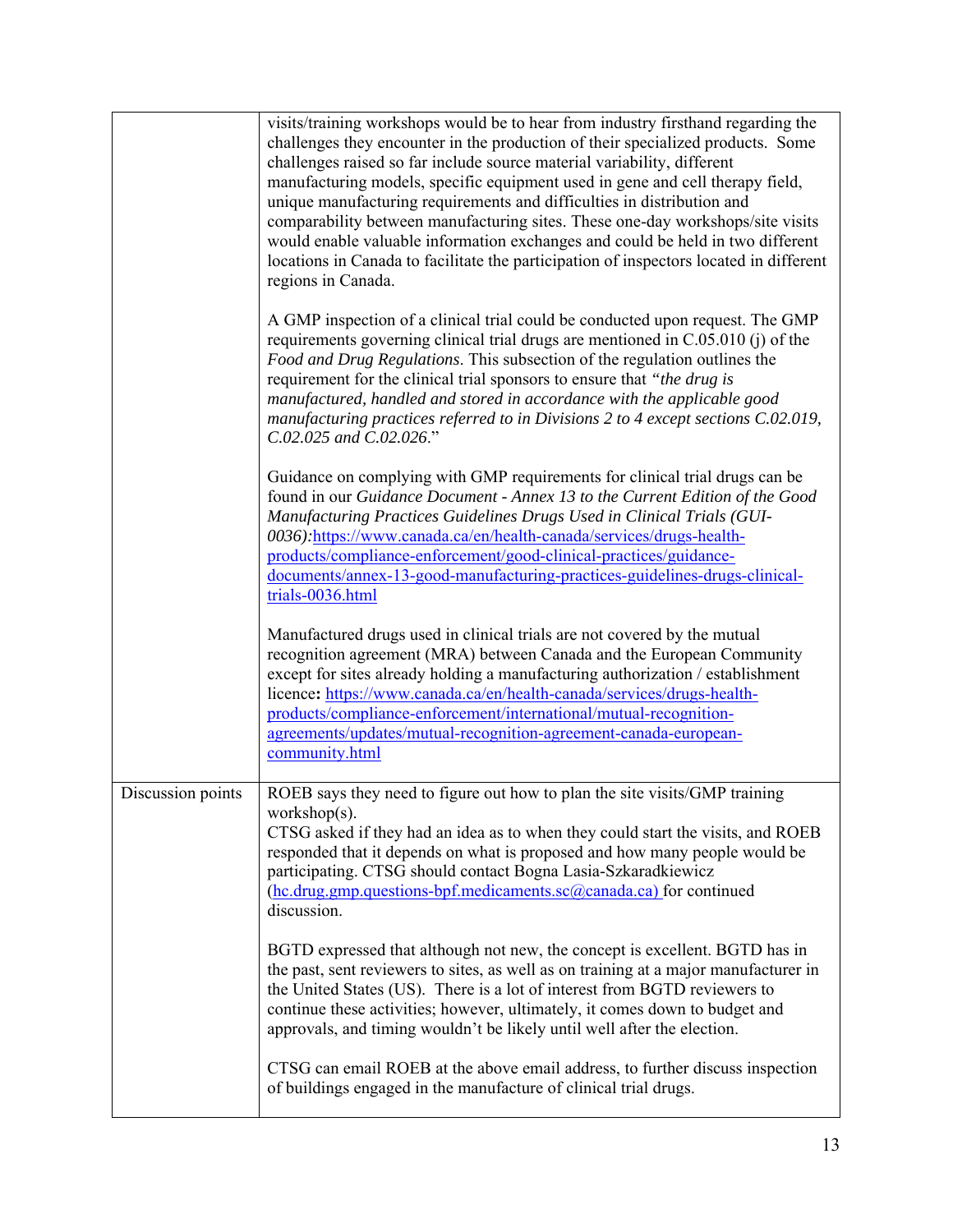| | |
|---|---|
| | visits/training workshops would be to hear from industry firsthand regarding the challenges they encounter in the production of their specialized products. Some challenges raised so far include source material variability, different manufacturing models, specific equipment used in gene and cell therapy field, unique manufacturing requirements and difficulties in distribution and comparability between manufacturing sites. These one-day workshops/site visits would enable valuable information exchanges and could be held in two different locations in Canada to facilitate the participation of inspectors located in different regions in Canada.<br><br>A GMP inspection of a clinical trial could be conducted upon request. The GMP requirements governing clinical trial drugs are mentioned in C.05.010 (j) of the *Food and Drug Regulations*. This subsection of the regulation outlines the requirement for the clinical trial sponsors to ensure that *"the drug is manufactured, handled and stored in accordance with the applicable good manufacturing practices referred to in Divisions 2 to 4 except sections C.02.019, C.02.025 and C.02.026*."<br><br>Guidance on complying with GMP requirements for clinical trial drugs can be found in our *Guidance Document - Annex 13 to the Current Edition of the Good Manufacturing Practices Guidelines Drugs Used in Clinical Trials (GUI-0036):*https://www.canada.ca/en/health-canada/services/drugs-health-products/compliance-enforcement/good-clinical-practices/guidance-documents/annex-13-good-manufacturing-practices-guidelines-drugs-clinical-trials-0036.html<br><br>Manufactured drugs used in clinical trials are not covered by the mutual recognition agreement (MRA) between Canada and the European Community except for sites already holding a manufacturing authorization / establishment licence**:** https://www.canada.ca/en/health-canada/services/drugs-health-products/compliance-enforcement/international/mutual-recognition-agreements/updates/mutual-recognition-agreement-canada-european-community.html |
| Discussion points | ROEB says they need to figure out how to plan the site visits/GMP training workshop(s).<br>CTSG asked if they had an idea as to when they could start the visits, and ROEB responded that it depends on what is proposed and how many people would be participating. CTSG should contact Bogna Lasia-Szkaradkiewicz (hc.drug.gmp.questions-bpf.medicaments.sc@canada.ca) for continued discussion.<br><br>BGTD expressed that although not new, the concept is excellent. BGTD has in the past, sent reviewers to sites, as well as on training at a major manufacturer in the United States (US). There is a lot of interest from BGTD reviewers to continue these activities; however, ultimately, it comes down to budget and approvals, and timing wouldn't be likely until well after the election.<br><br>CTSG can email ROEB at the above email address, to further discuss inspection of buildings engaged in the manufacture of clinical trial drugs. |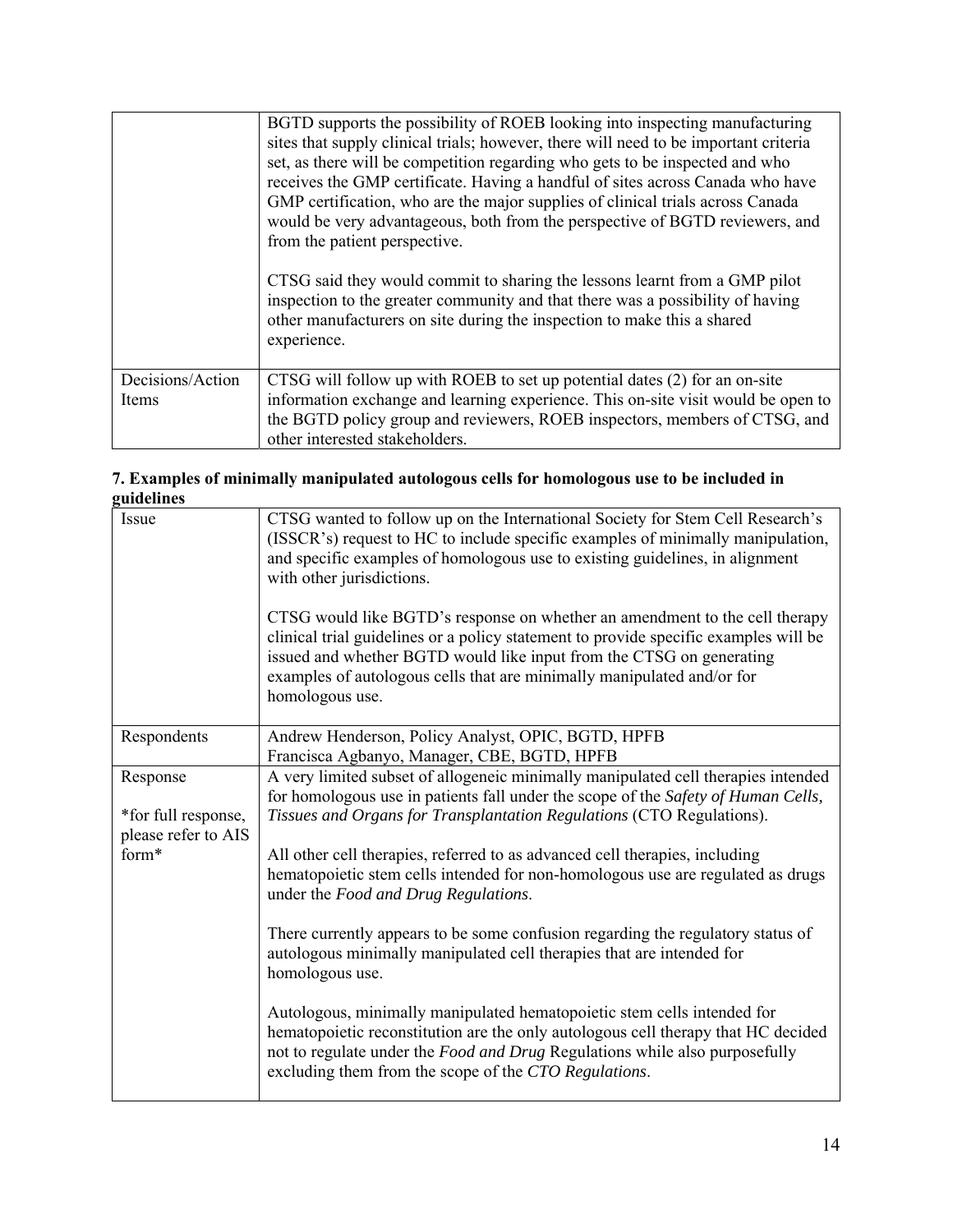| | BGTD supports the possibility of ROEB looking into inspecting manufacturing sites that supply clinical trials; however, there will need to be important criteria set, as there will be competition regarding who gets to be inspected and who receives the GMP certificate. Having a handful of sites across Canada who have GMP certification, who are the major supplies of clinical trials across Canada would be very advantageous, both from the perspective of BGTD reviewers, and from the patient perspective.<br><br>CTSG said they would commit to sharing the lessons learnt from a GMP pilot inspection to the greater community and that there was a possibility of having other manufacturers on site during the inspection to make this a shared experience. |
|---|---|
| Decisions/Action Items | CTSG will follow up with ROEB to set up potential dates (2) for an on-site information exchange and learning experience. This on-site visit would be open to the BGTD policy group and reviewers, ROEB inspectors, members of CTSG, and other interested stakeholders. |

**7. Examples of minimally manipulated autologous cells for homologous use to be included in guidelines**

| Issue | CTSG wanted to follow up on the International Society for Stem Cell Research's (ISSCR's) request to HC to include specific examples of minimally manipulation, and specific examples of homologous use to existing guidelines, in alignment with other jurisdictions.<br><br>CTSG would like BGTD's response on whether an amendment to the cell therapy clinical trial guidelines or a policy statement to provide specific examples will be issued and whether BGTD would like input from the CTSG on generating examples of autologous cells that are minimally manipulated and/or for homologous use. |
|---|---|
| Respondents | Andrew Henderson, Policy Analyst, OPIC, BGTD, HPFB<br>Francisca Agbanyo, Manager, CBE, BGTD, HPFB |
| Response<br><br>*for full response, please refer to AIS form* | A very limited subset of allogeneic minimally manipulated cell therapies intended for homologous use in patients fall under the scope of the *Safety of Human Cells, Tissues and Organs for Transplantation Regulations* (CTO Regulations).<br><br>All other cell therapies, referred to as advanced cell therapies, including hematopoietic stem cells intended for non-homologous use are regulated as drugs under the *Food and Drug Regulations*.<br><br>There currently appears to be some confusion regarding the regulatory status of autologous minimally manipulated cell therapies that are intended for homologous use.<br><br>Autologous, minimally manipulated hematopoietic stem cells intended for hematopoietic reconstitution are the only autologous cell therapy that HC decided not to regulate under the *Food and Drug* Regulations while also purposefully excluding them from the scope of the *CTO Regulations*. |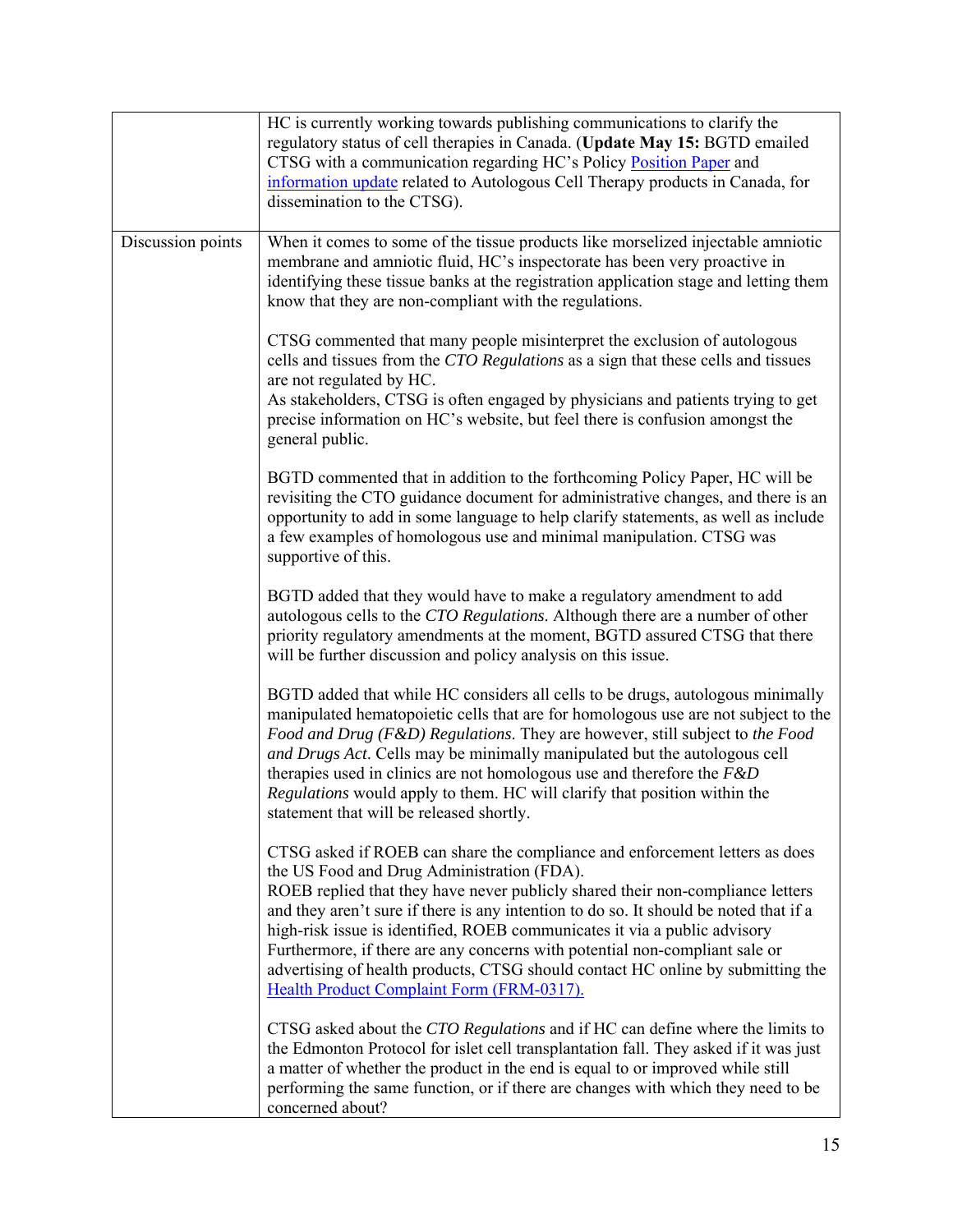| | |
|---|---|
| | HC is currently working towards publishing communications to clarify the regulatory status of cell therapies in Canada. (**Update May 15:** BGTD emailed CTSG with a communication regarding HC's Policy Position Paper and information update related to Autologous Cell Therapy products in Canada, for dissemination to the CTSG). |
| Discussion points | When it comes to some of the tissue products like morselized injectable amniotic membrane and amniotic fluid, HC's inspectorate has been very proactive in identifying these tissue banks at the registration application stage and letting them know that they are non-compliant with the regulations.<br><br>CTSG commented that many people misinterpret the exclusion of autologous cells and tissues from the *CTO Regulations* as a sign that these cells and tissues are not regulated by HC.<br>As stakeholders, CTSG is often engaged by physicians and patients trying to get precise information on HC's website, but feel there is confusion amongst the general public.<br><br>BGTD commented that in addition to the forthcoming Policy Paper, HC will be revisiting the CTO guidance document for administrative changes, and there is an opportunity to add in some language to help clarify statements, as well as include a few examples of homologous use and minimal manipulation. CTSG was supportive of this.<br><br>BGTD added that they would have to make a regulatory amendment to add autologous cells to the *CTO Regulations*. Although there are a number of other priority regulatory amendments at the moment, BGTD assured CTSG that there will be further discussion and policy analysis on this issue.<br><br>BGTD added that while HC considers all cells to be drugs, autologous minimally manipulated hematopoietic cells that are for homologous use are not subject to the *Food and Drug (F&D) Regulations*. They are however, still subject to *the Food and Drugs Act*. Cells may be minimally manipulated but the autologous cell therapies used in clinics are not homologous use and therefore the *F&D Regulations* would apply to them. HC will clarify that position within the statement that will be released shortly.<br><br>CTSG asked if ROEB can share the compliance and enforcement letters as does the US Food and Drug Administration (FDA).<br>ROEB replied that they have never publicly shared their non-compliance letters and they aren't sure if there is any intention to do so. It should be noted that if a high-risk issue is identified, ROEB communicates it via a public advisory Furthermore, if there are any concerns with potential non-compliant sale or advertising of health products, CTSG should contact HC online by submitting the Health Product Complaint Form (FRM-0317).<br><br>CTSG asked about the *CTO Regulations* and if HC can define where the limits to the Edmonton Protocol for islet cell transplantation fall. They asked if it was just a matter of whether the product in the end is equal to or improved while still performing the same function, or if there are changes with which they need to be concerned about? |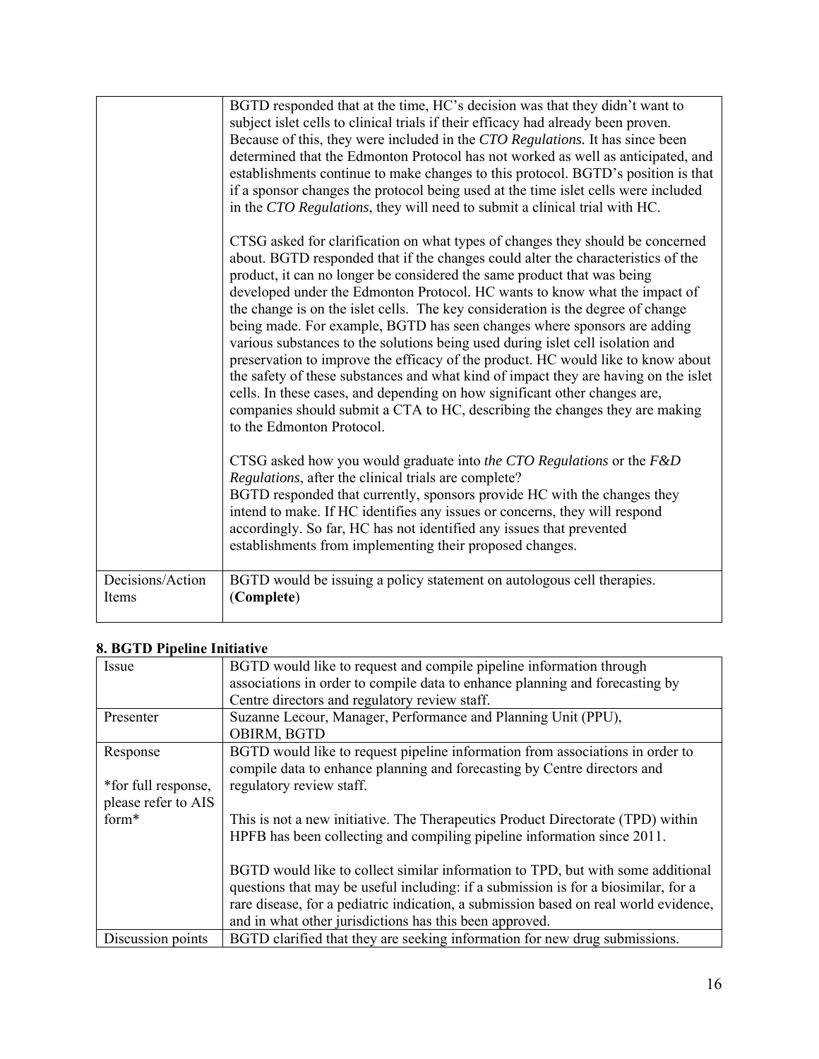| | |
|---|---|
| | BGTD responded that at the time, HC's decision was that they didn't want to subject islet cells to clinical trials if their efficacy had already been proven. Because of this, they were included in the *CTO Regulations.* It has since been determined that the Edmonton Protocol has not worked as well as anticipated, and establishments continue to make changes to this protocol. BGTD's position is that if a sponsor changes the protocol being used at the time islet cells were included in the *CTO Regulations*, they will need to submit a clinical trial with HC.<br><br>CTSG asked for clarification on what types of changes they should be concerned about. BGTD responded that if the changes could alter the characteristics of the product, it can no longer be considered the same product that was being developed under the Edmonton Protocol. HC wants to know what the impact of the change is on the islet cells. The key consideration is the degree of change being made. For example, BGTD has seen changes where sponsors are adding various substances to the solutions being used during islet cell isolation and preservation to improve the efficacy of the product. HC would like to know about the safety of these substances and what kind of impact they are having on the islet cells. In these cases, and depending on how significant other changes are, companies should submit a CTA to HC, describing the changes they are making to the Edmonton Protocol.<br><br>CTSG asked how you would graduate into *the CTO Regulations* or the *F&D Regulations*, after the clinical trials are complete?<br>BGTD responded that currently, sponsors provide HC with the changes they intend to make. If HC identifies any issues or concerns, they will respond accordingly. So far, HC has not identified any issues that prevented establishments from implementing their proposed changes. |
| Decisions/Action Items | BGTD would be issuing a policy statement on autologous cell therapies. (**Complete**) |

**8. BGTD Pipeline Initiative**

| | |
|---|---|
| Issue | BGTD would like to request and compile pipeline information through associations in order to compile data to enhance planning and forecasting by Centre directors and regulatory review staff. |
| Presenter | Suzanne Lecour, Manager, Performance and Planning Unit (PPU), OBIRM, BGTD |
| Response<br><br>*for full response, please refer to AIS form* | BGTD would like to request pipeline information from associations in order to compile data to enhance planning and forecasting by Centre directors and regulatory review staff.<br><br>This is not a new initiative. The Therapeutics Product Directorate (TPD) within HPFB has been collecting and compiling pipeline information since 2011.<br><br>BGTD would like to collect similar information to TPD, but with some additional questions that may be useful including: if a submission is for a biosimilar, for a rare disease, for a pediatric indication, a submission based on real world evidence, and in what other jurisdictions has this been approved. |
| Discussion points | BGTD clarified that they are seeking information for new drug submissions. |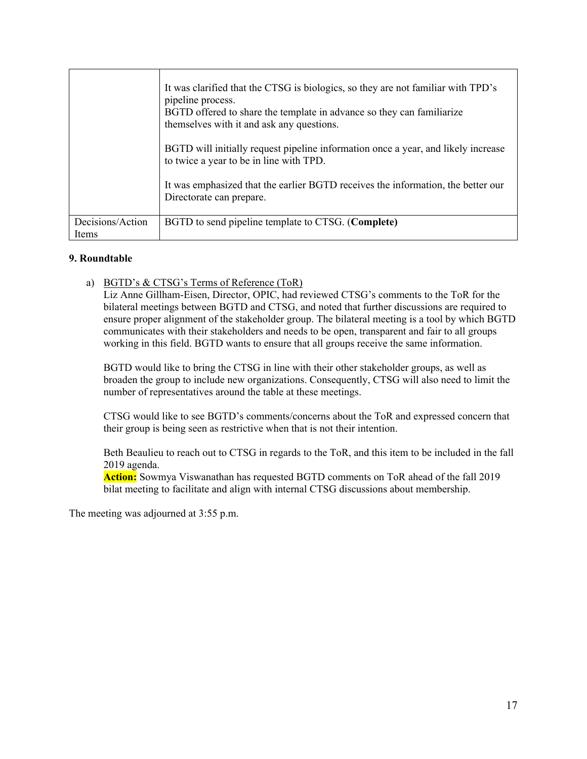| | |
|---|---|
| | It was clarified that the CTSG is biologics, so they are not familiar with TPD's pipeline process.<br>BGTD offered to share the template in advance so they can familiarize themselves with it and ask any questions.<br><br>BGTD will initially request pipeline information once a year, and likely increase to twice a year to be in line with TPD.<br><br>It was emphasized that the earlier BGTD receives the information, the better our Directorate can prepare. |
| Decisions/Action Items | BGTD to send pipeline template to CTSG. (**Complete)** |

**9. Roundtable**

a) BGTD's & CTSG's Terms of Reference (ToR)
Liz Anne Gillham-Eisen, Director, OPIC, had reviewed CTSG's comments to the ToR for the bilateral meetings between BGTD and CTSG, and noted that further discussions are required to ensure proper alignment of the stakeholder group. The bilateral meeting is a tool by which BGTD communicates with their stakeholders and needs to be open, transparent and fair to all groups working in this field. BGTD wants to ensure that all groups receive the same information.

BGTD would like to bring the CTSG in line with their other stakeholder groups, as well as broaden the group to include new organizations. Consequently, CTSG will also need to limit the number of representatives around the table at these meetings.

CTSG would like to see BGTD's comments/concerns about the ToR and expressed concern that their group is being seen as restrictive when that is not their intention.

Beth Beaulieu to reach out to CTSG in regards to the ToR, and this item to be included in the fall 2019 agenda.
**Action:** Sowmya Viswanathan has requested BGTD comments on ToR ahead of the fall 2019 bilat meeting to facilitate and align with internal CTSG discussions about membership.

The meeting was adjourned at 3:55 p.m.